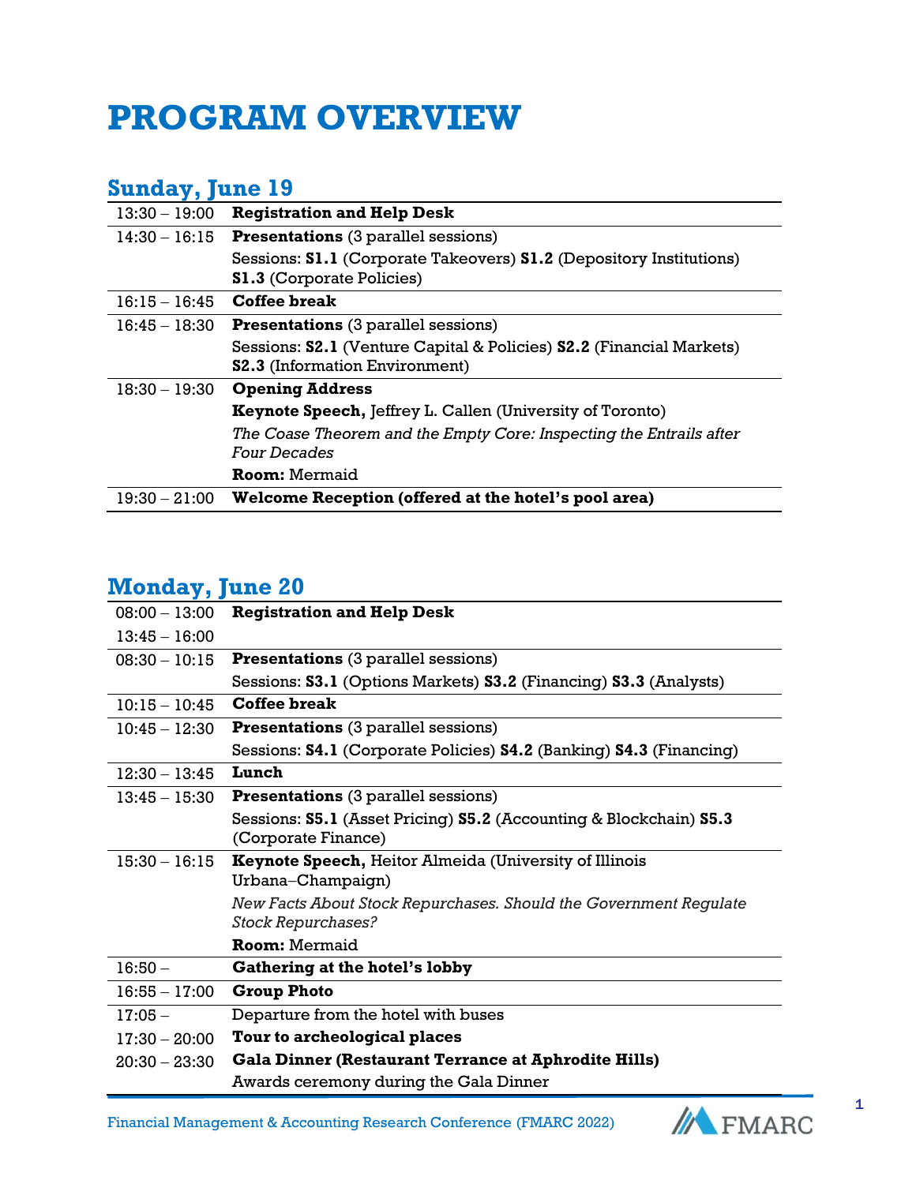# PROGRAM OVERVIEW

## Sunday, June 19

| | |
|---|---|
| 13:30 – 19:00 | **Registration and Help Desk** |
| 14:30 – 16:15 | **Presentations** (3 parallel sessions)<br>Sessions: **S1.1** (Corporate Takeovers) **S1.2** (Depository Institutions) **S1.3** (Corporate Policies) |
| 16:15 – 16:45 | **Coffee break** |
| 16:45 – 18:30 | **Presentations** (3 parallel sessions)<br>Sessions: **S2.1** (Venture Capital & Policies) **S2.2** (Financial Markets) **S2.3** (Information Environment) |
| 18:30 – 19:30 | **Opening Address**<br>**Keynote Speech,** Jeffrey L. Callen (University of Toronto)<br>*The Coase Theorem and the Empty Core: Inspecting the Entrails after Four Decades*<br>**Room:** Mermaid |
| 19:30 – 21:00 | **Welcome Reception (offered at the hotel's pool area)** |

## Monday, June 20

| | |
|---|---|
| 08:00 – 13:00<br>13:45 – 16:00 | **Registration and Help Desk** |
| 08:30 – 10:15 | **Presentations** (3 parallel sessions)<br>Sessions: **S3.1** (Options Markets) **S3.2** (Financing) **S3.3** (Analysts) |
| 10:15 – 10:45 | **Coffee break** |
| 10:45 – 12:30 | **Presentations** (3 parallel sessions)<br>Sessions: **S4.1** (Corporate Policies) **S4.2** (Banking) **S4.3** (Financing) |
| 12:30 – 13:45 | **Lunch** |
| 13:45 – 15:30 | **Presentations** (3 parallel sessions)<br>Sessions: **S5.1** (Asset Pricing) **S5.2** (Accounting & Blockchain) **S5.3** (Corporate Finance) |
| 15:30 – 16:15 | **Keynote Speech,** Heitor Almeida (University of Illinois Urbana–Champaign)<br>*New Facts About Stock Repurchases. Should the Government Regulate Stock Repurchases?*<br>**Room:** Mermaid |
| 16:50 – | **Gathering at the hotel's lobby** |
| 16:55 – 17:00 | **Group Photo** |
| 17:05 –<br>17:30 – 20:00<br>20:30 – 23:30 | Departure from the hotel with buses<br>**Tour to archeological places**<br>**Gala Dinner (Restaurant Terrance at Aphrodite Hills)**<br>Awards ceremony during the Gala Dinner |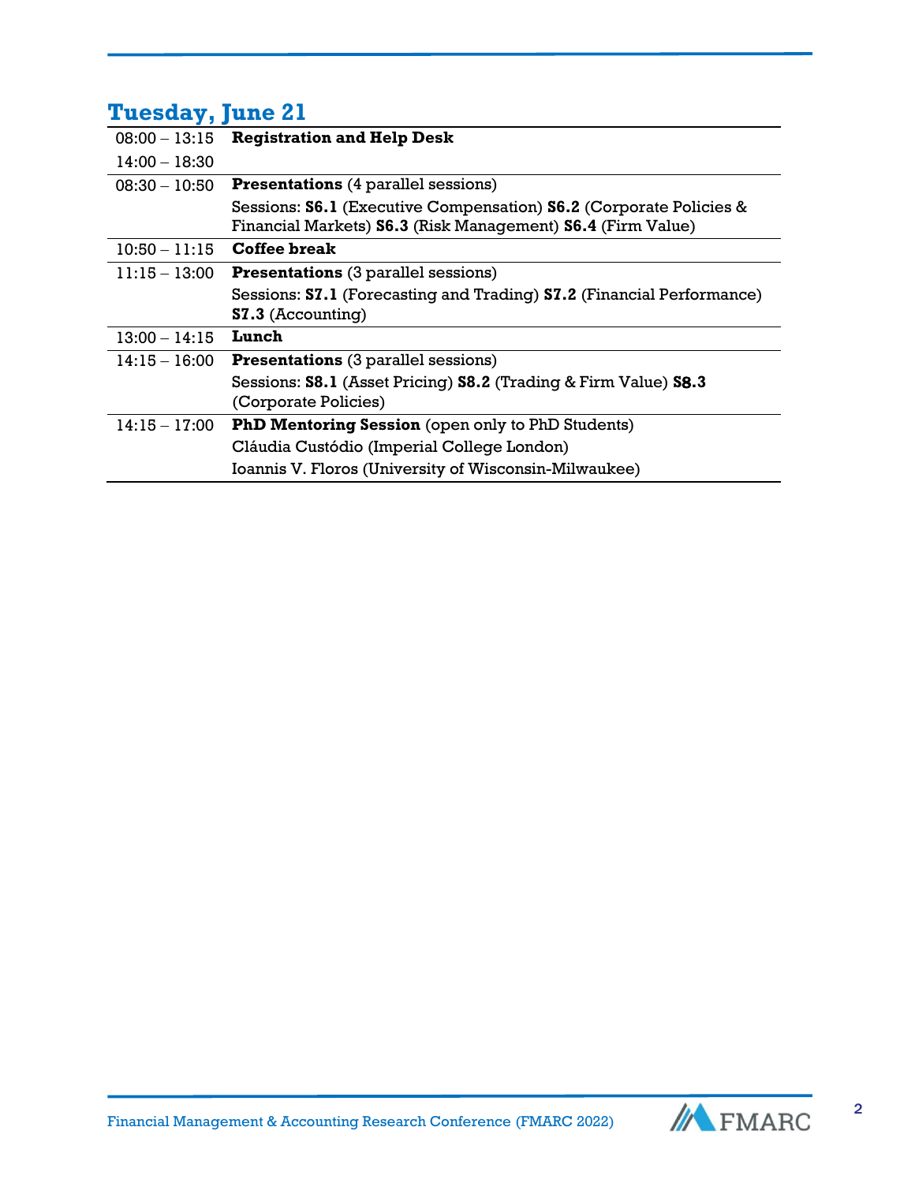## Tuesday, June 21

| | |
|---|---|
| 08:00 – 13:15<br>14:00 – 18:30 | **Registration and Help Desk** |
| 08:30 – 10:50 | **Presentations** (4 parallel sessions)<br>Sessions: **S6.1** (Executive Compensation) **S6.2** (Corporate Policies & Financial Markets) **S6.3** (Risk Management) **S6.4** (Firm Value) |
| 10:50 – 11:15 | **Coffee break** |
| 11:15 – 13:00 | **Presentations** (3 parallel sessions)<br>Sessions: **S7.1** (Forecasting and Trading) **S7.2** (Financial Performance) **S7.3** (Accounting) |
| 13:00 – 14:15 | **Lunch** |
| 14:15 – 16:00 | **Presentations** (3 parallel sessions)<br>Sessions: **S8.1** (Asset Pricing) **S8.2** (Trading & Firm Value) **S8.3** (Corporate Policies) |
| 14:15 – 17:00 | **PhD Mentoring Session** (open only to PhD Students)<br>Cláudia Custódio (Imperial College London)<br>Ioannis V. Floros (University of Wisconsin-Milwaukee) |